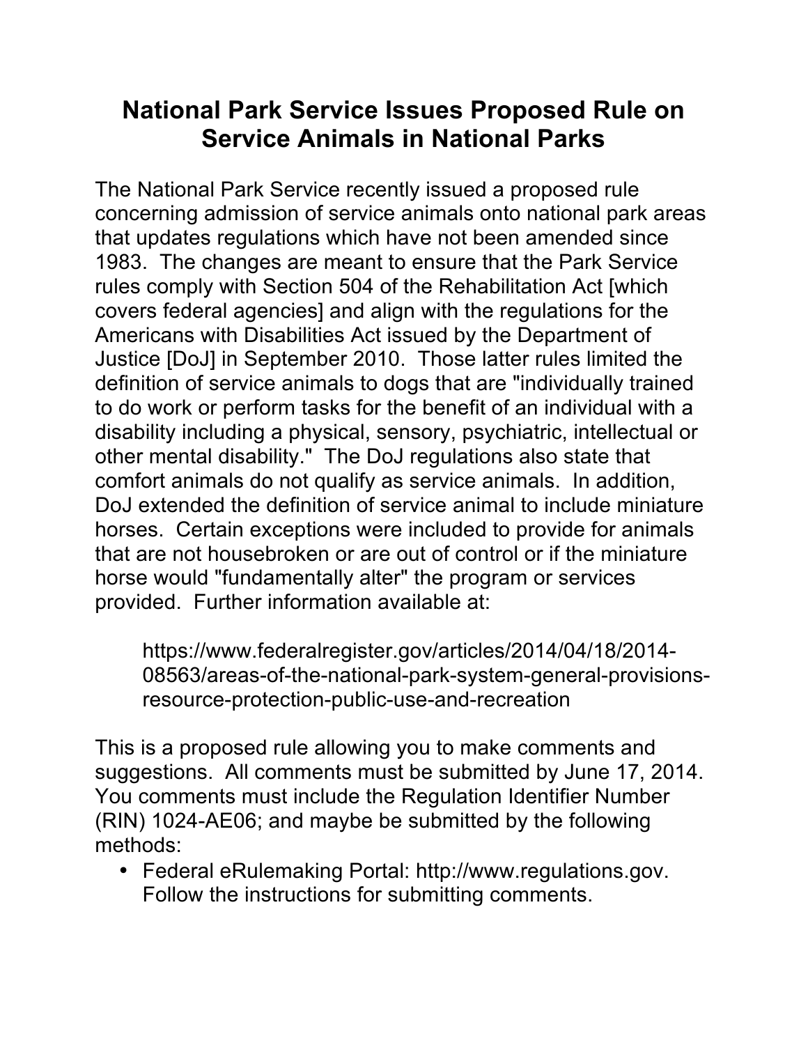# National Park Service Issues Proposed Rule on Service Animals in National Parks

The National Park Service recently issued a proposed rule concerning admission of service animals onto national park areas that updates regulations which have not been amended since 1983. The changes are meant to ensure that the Park Service rules comply with Section 504 of the Rehabilitation Act [which covers federal agencies] and align with the regulations for the Americans with Disabilities Act issued by the Department of Justice [DoJ] in September 2010. Those latter rules limited the definition of service animals to dogs that are "individually trained to do work or perform tasks for the benefit of an individual with a disability including a physical, sensory, psychiatric, intellectual or other mental disability." The DoJ regulations also state that comfort animals do not qualify as service animals. In addition, DoJ extended the definition of service animal to include miniature horses. Certain exceptions were included to provide for animals that are not housebroken or are out of control or if the miniature horse would "fundamentally alter" the program or services provided. Further information available at:

> https://www.federalregister.gov/articles/2014/04/18/2014-08563/areas-of-the-national-park-system-general-provisions-resource-protection-public-use-and-recreation

This is a proposed rule allowing you to make comments and suggestions. All comments must be submitted by June 17, 2014. You comments must include the Regulation Identifier Number (RIN) 1024-AE06; and maybe be submitted by the following methods:

- Federal eRulemaking Portal: http://www.regulations.gov. Follow the instructions for submitting comments.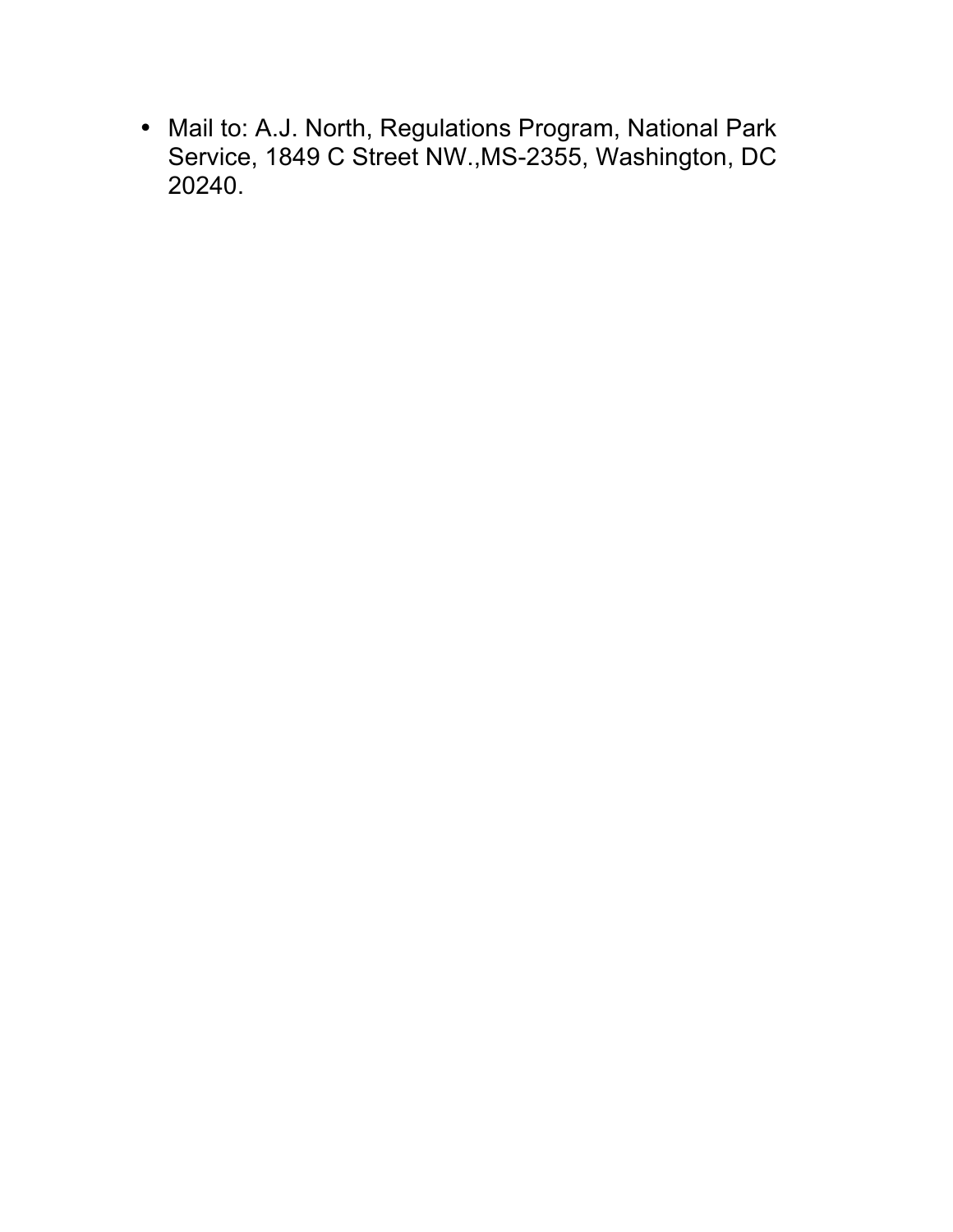- Mail to: A.J. North, Regulations Program, National Park Service, 1849 C Street NW.,MS-2355, Washington, DC 20240.